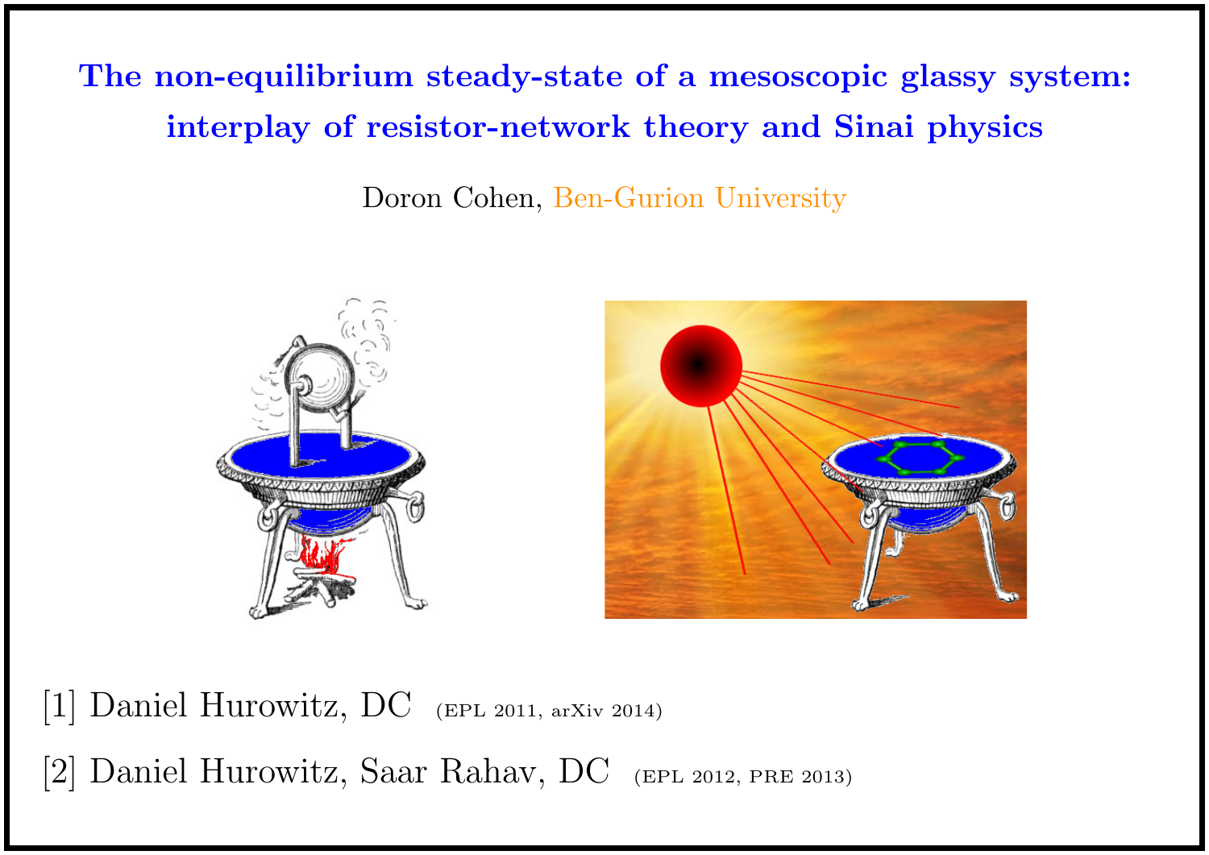# The non-equilibrium steady-state of a mesoscopic glassy system: interplay of resistor-network theory and Sinai physics

Doron Cohen, Ben-Gurion University

[1] Daniel Hurowitz, DC (EPL 2011, arXiv 2014)

[2] Daniel Hurowitz, Saar Rahav, DC (EPL 2012, PRE 2013)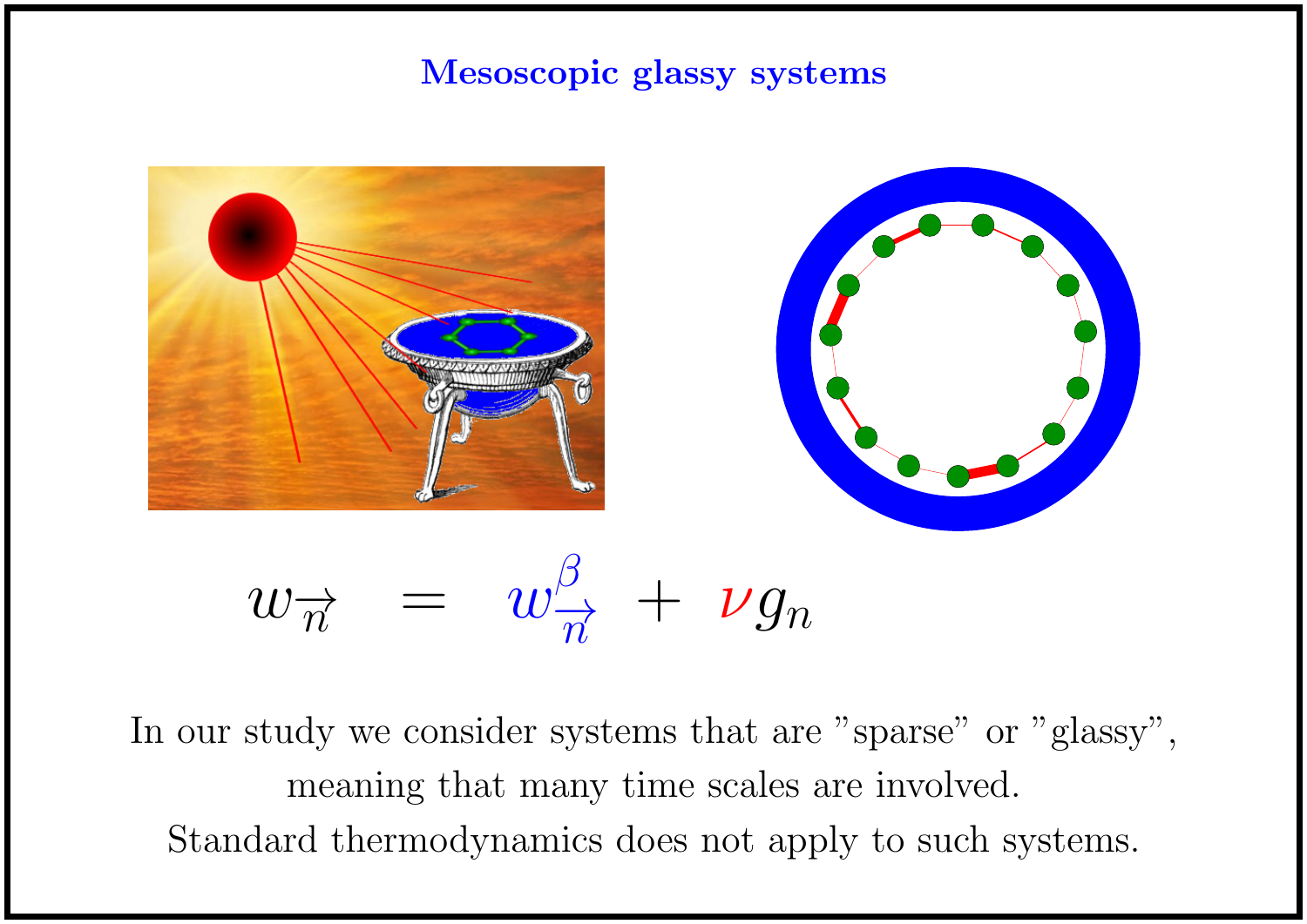## Mesoscopic glassy systems

$$w_{\overrightarrow{n}} \;=\; w^{\beta}_{\overrightarrow{n}} + \nu g_n$$

In our study we consider systems that are "sparse" or "glassy", meaning that many time scales are involved. Standard thermodynamics does not apply to such systems.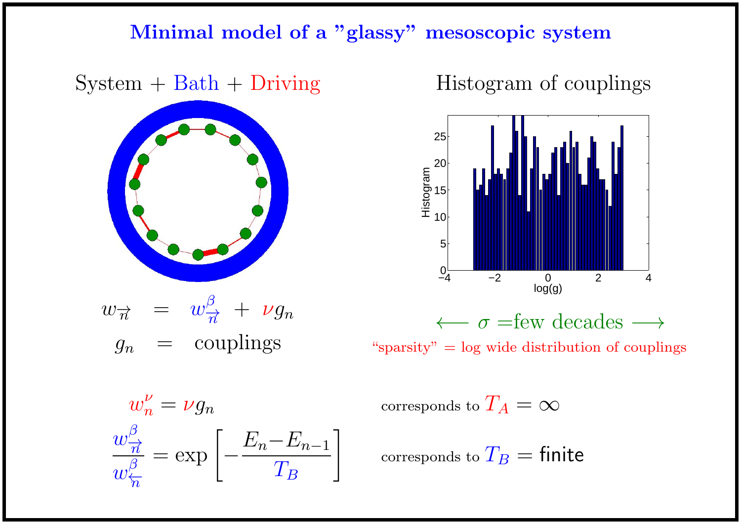# Minimal model of a "glassy" mesoscopic system

System + Bath + Driving

$$w_{\overrightarrow{n}} = w^{\beta}_{\overrightarrow{n}} + \nu g_n$$

$$g_n = \text{couplings}$$

Histogram of couplings

$\longleftarrow \sigma =$ few decades $\longrightarrow$

"sparsity" = log wide distribution of couplings

$$w^{\nu}_n = \nu g_n$$ corresponds to $T_A = \infty$

$$\frac{w^{\beta}_{\overrightarrow{n}}}{w^{\beta}_{\overleftarrow{n}}} = \exp\left[-\frac{E_n - E_{n-1}}{T_B}\right]$$ corresponds to $T_B =$ finite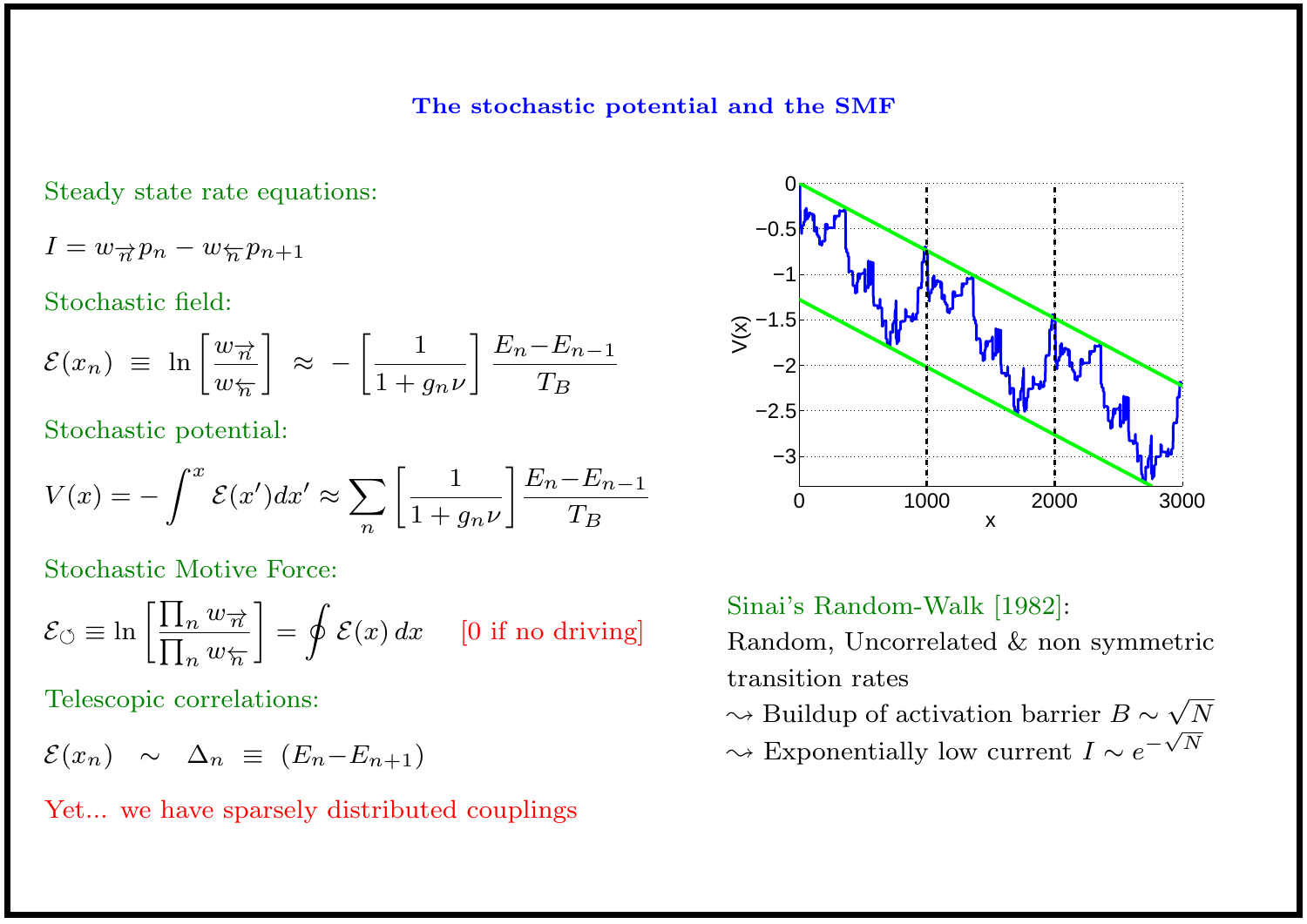## The stochastic potential and the SMF

Steady state rate equations:

$$I = w_{\overrightarrow{n}} p_n - w_{\overleftarrow{n}} p_{n+1}$$

Stochastic field:

$$\mathcal{E}(x_n) \equiv \ln \left[ \frac{w_{\overrightarrow{n}}}{w_{\overleftarrow{n}}} \right] \approx -\left[ \frac{1}{1+g_n \nu} \right] \frac{E_n - E_{n-1}}{T_B}$$

Stochastic potential:

$$V(x) = -\int^{x} \mathcal{E}(x')dx' \approx \sum_n \left[ \frac{1}{1+g_n \nu} \right] \frac{E_n - E_{n-1}}{T_B}$$

Stochastic Motive Force:

$$\mathcal{E}_{\circlearrowleft} \equiv \ln \left[ \frac{\prod_n w_{\overrightarrow{n}}}{\prod_n w_{\overleftarrow{n}}} \right] = \oint \mathcal{E}(x)\, dx \qquad \text{[0 if no driving]}$$

Telescopic correlations:

$$\mathcal{E}(x_n) \sim \Delta_n \equiv (E_n - E_{n+1})$$

Yet... we have sparsely distributed couplings

Sinai's Random-Walk [1982]:
Random, Uncorrelated & non symmetric transition rates

- ⇝ Buildup of activation barrier $B \sim \sqrt{N}$
- ⇝ Exponentially low current $I \sim e^{-\sqrt{N}}$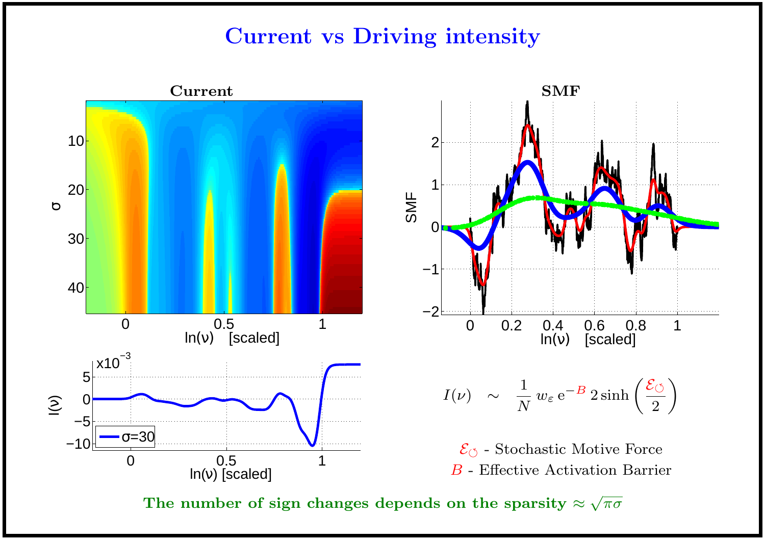# Current vs Driving intensity

$$I(\nu) \quad \sim \quad \frac{1}{N}\, w_\varepsilon\, \mathrm{e}^{-B}\, 2\sinh\left(\frac{\mathcal{E}_{\circlearrowleft}}{2}\right)$$

$\mathcal{E}_{\circlearrowleft}$ - Stochastic Motive Force

$B$ - Effective Activation Barrier

**The number of sign changes depends on the sparsity $\approx \sqrt{\pi\sigma}$**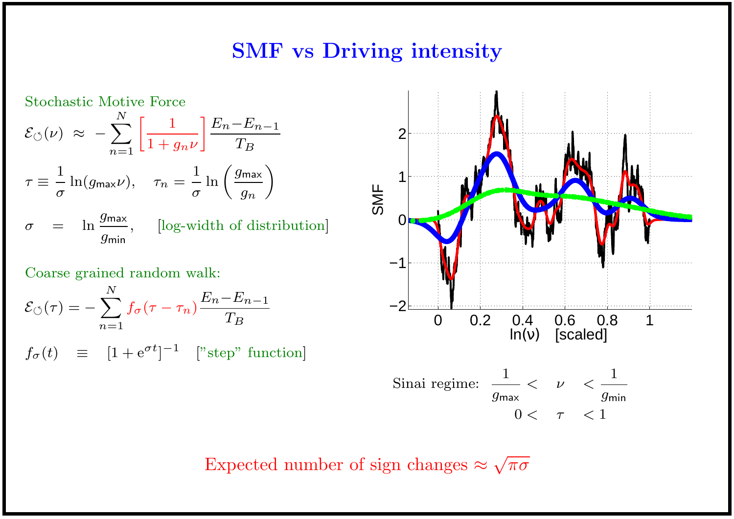# SMF vs Driving intensity

Stochastic Motive Force

$$\mathcal{E}_{\circlearrowleft}(\nu) \;\approx\; -\sum_{n=1}^{N} \left[\frac{1}{1+g_n\nu}\right] \frac{E_n - E_{n-1}}{T_B}$$

$$\tau \equiv \frac{1}{\sigma}\ln(g_{\mathsf{max}}\nu), \quad \tau_n = \frac{1}{\sigma}\ln\left(\frac{g_{\mathsf{max}}}{g_n}\right)$$

$$\sigma \;=\; \ln\frac{g_{\mathsf{max}}}{g_{\mathsf{min}}}, \qquad \text{[log-width of distribution]}$$

Coarse grained random walk:

$$\mathcal{E}_{\circlearrowleft}(\tau) = -\sum_{n=1}^{N} f_\sigma(\tau-\tau_n)\frac{E_n - E_{n-1}}{T_B}$$

$$f_\sigma(t) \;\equiv\; [1+\mathrm{e}^{\sigma t}]^{-1} \quad \text{["step" function]}$$

Sinai regime:

$$\frac{1}{g_{\mathsf{max}}} < \quad \nu \quad < \frac{1}{g_{\mathsf{min}}}$$

$$0 < \quad \tau \quad < 1$$

Expected number of sign changes $\approx \sqrt{\pi\sigma}$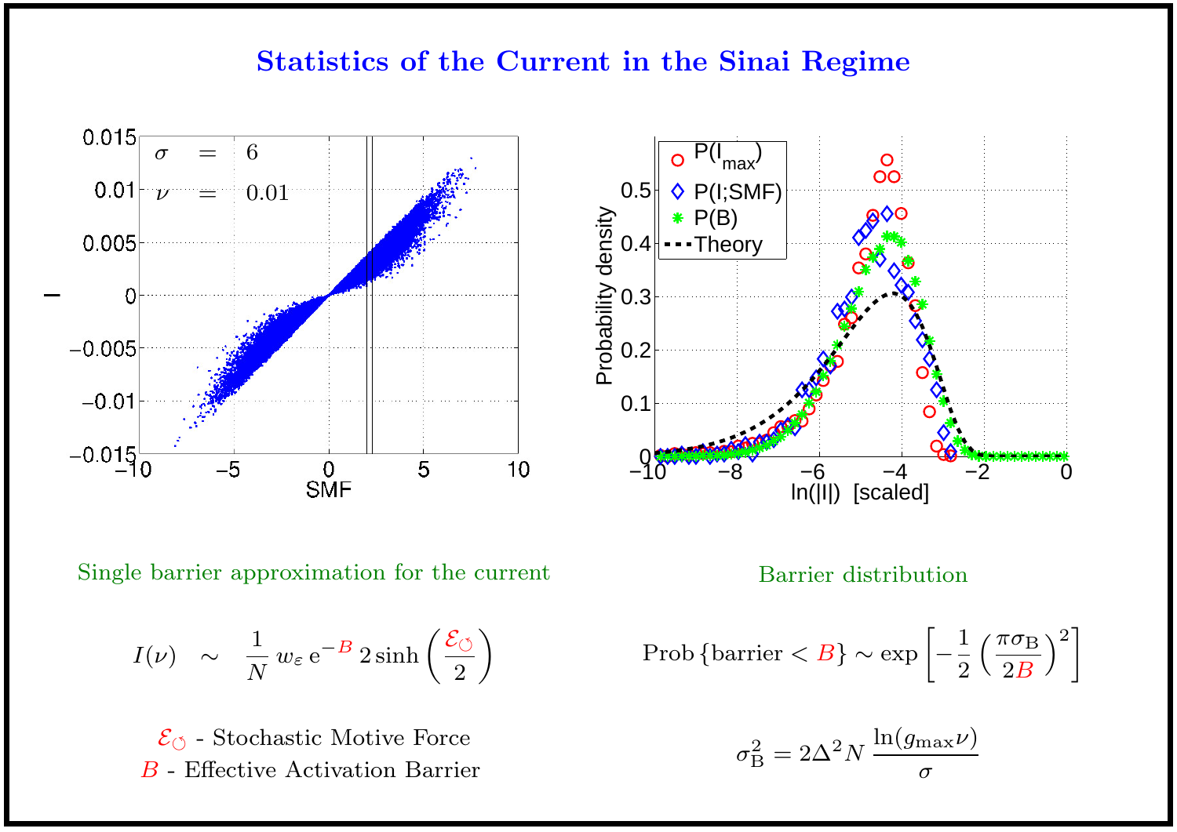# Statistics of the Current in the Sinai Regime

Single barrier approximation for the current

$$I(\nu) \quad \sim \quad \frac{1}{N}\, w_\varepsilon\, \mathrm{e}^{-B}\, 2\sinh\left(\frac{\mathcal{E}_\circlearrowleft}{2}\right)$$

$\mathcal{E}_\circlearrowleft$ - Stochastic Motive Force

$B$ - Effective Activation Barrier

Barrier distribution

$$\mathrm{Prob}\left\{\text{barrier} < B\right\} \sim \exp\left[-\frac{1}{2}\left(\frac{\pi\sigma_\mathrm{B}}{2B}\right)^2\right]$$

$$\sigma_\mathrm{B}^2 = 2\Delta^2 N\, \frac{\ln(g_{\max}\nu)}{\sigma}$$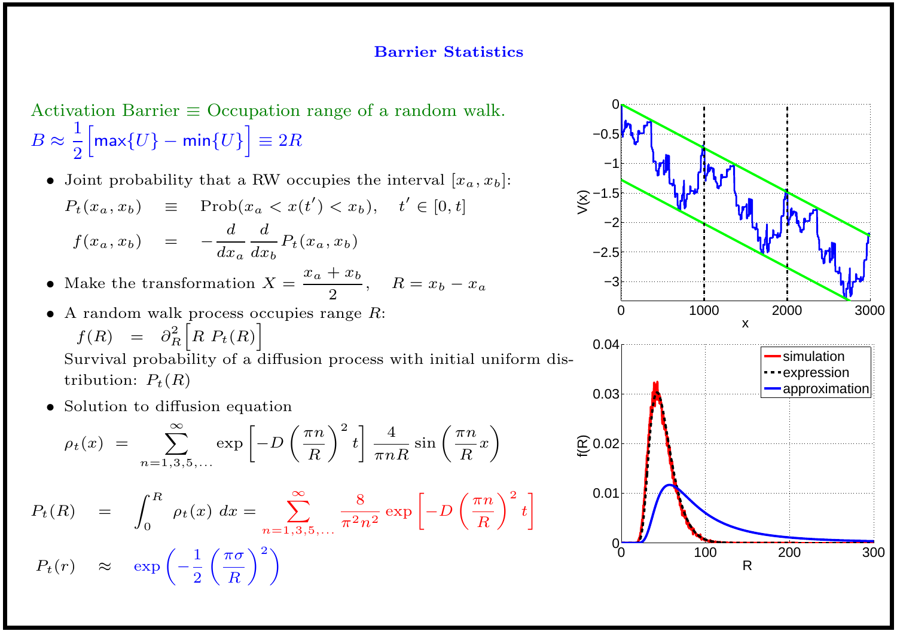## Barrier Statistics

Activation Barrier $\equiv$ Occupation range of a random walk.

$B \approx \frac{1}{2}\Big[\max\{U\} - \min\{U\}\Big] \equiv 2R$

- Joint probability that a RW occupies the interval $[x_a, x_b]$:

$$P_t(x_a, x_b) \quad \equiv \quad \text{Prob}(x_a < x(t') < x_b), \quad t' \in [0, t]$$

$$f(x_a, x_b) \quad = \quad -\frac{d}{dx_a}\frac{d}{dx_b} P_t(x_a, x_b)$$

- Make the transformation $X = \dfrac{x_a + x_b}{2}, \quad R = x_b - x_a$
- A random walk process occupies range $R$:

  $f(R) \;=\; \partial_R^2 \Big[R \; P_t(R)\Big]$

  Survival probability of a diffusion process with initial uniform distribution: $P_t(R)$
- Solution to diffusion equation

$$\rho_t(x) \;=\; \sum_{n=1,3,5,\ldots}^{\infty} \exp\left[-D\left(\frac{\pi n}{R}\right)^2 t\right] \frac{4}{\pi n R} \sin\left(\frac{\pi n}{R} x\right)$$

$$P_t(R) \quad = \quad \int_0^R \rho_t(x)\; dx = \sum_{n=1,3,5,\ldots}^{\infty} \frac{8}{\pi^2 n^2} \exp\left[-D\left(\frac{\pi n}{R}\right)^2 t\right]$$

$$P_t(r) \quad \approx \quad \exp\left(-\frac{1}{2}\left(\frac{\pi\sigma}{R}\right)^2\right)$$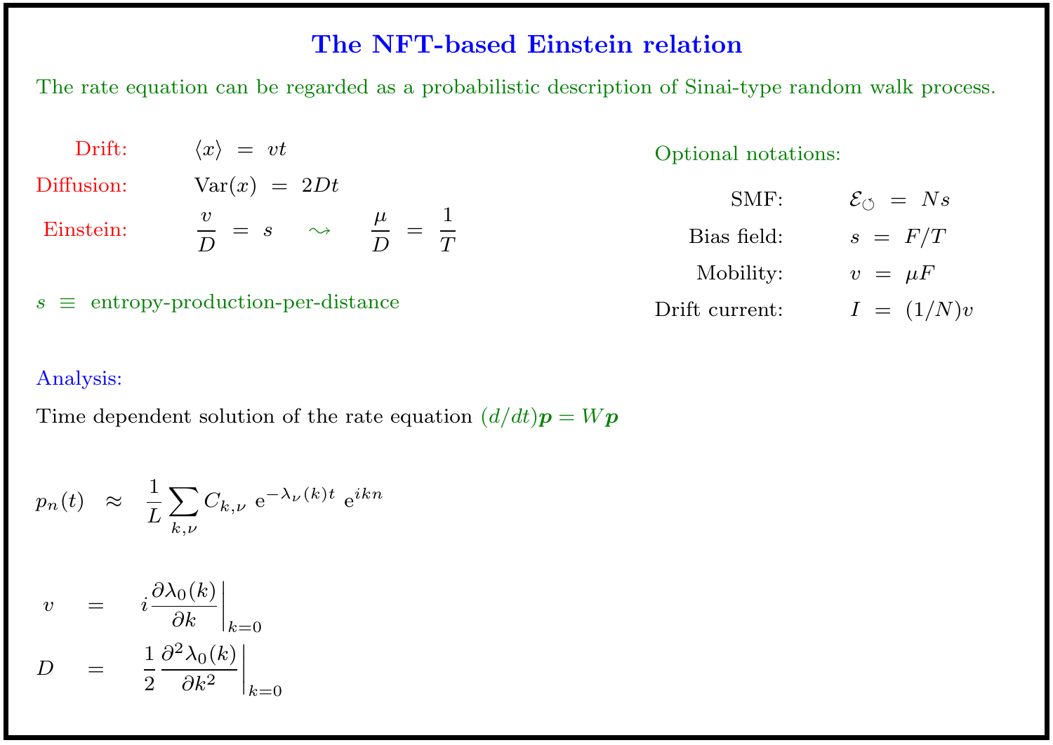# The NFT-based Einstein relation

The rate equation can be regarded as a probabilistic description of Sinai-type random walk process.

Drift: $\langle x \rangle \;=\; vt$

Diffusion: $\text{Var}(x) \;=\; 2Dt$

Einstein: $\dfrac{v}{D} \;=\; s \quad \rightsquigarrow \quad \dfrac{\mu}{D} \;=\; \dfrac{1}{T}$

$s \;\equiv\;$ entropy-production-per-distance

Optional notations:

SMF: $\mathcal{E}_{\circlearrowleft} \;=\; Ns$

Bias field: $s \;=\; F/T$

Mobility: $v \;=\; \mu F$

Drift current: $I \;=\; (1/N)v$

Analysis:

Time dependent solution of the rate equation $(d/dt)\boldsymbol{p} = W\boldsymbol{p}$

$$p_n(t) \;\approx\; \frac{1}{L}\sum_{k,\nu} C_{k,\nu}\ \mathrm{e}^{-\lambda_\nu(k)t}\ \mathrm{e}^{ikn}$$

$$v \;=\; i\frac{\partial \lambda_0(k)}{\partial k}\bigg|_{k=0}$$

$$D \;=\; \frac{1}{2}\frac{\partial^2 \lambda_0(k)}{\partial k^2}\bigg|_{k=0}$$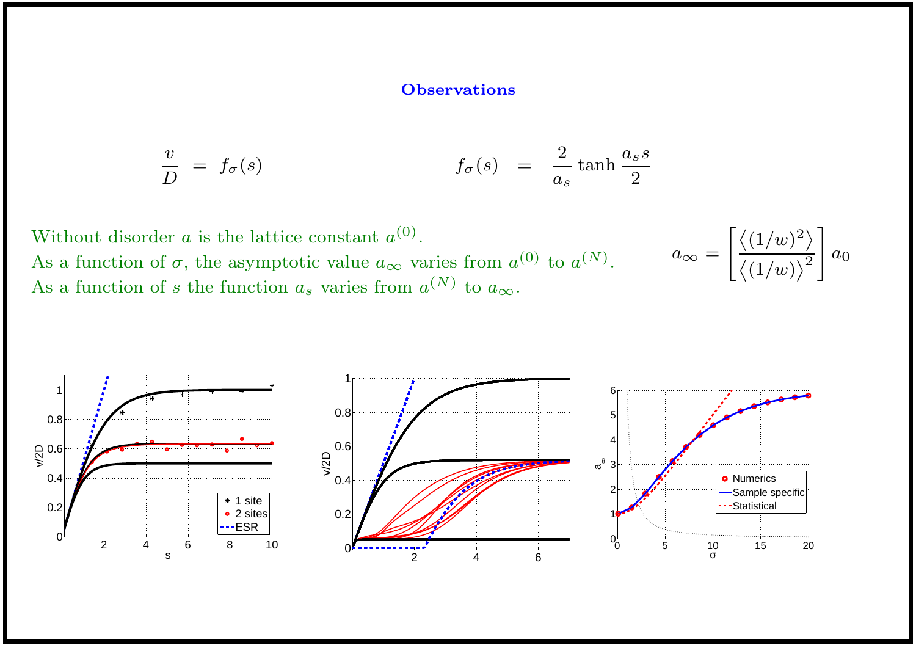## Observations

$$\frac{v}{D} = f_\sigma(s) \qquad\qquad f_\sigma(s) = \frac{2}{a_s}\tanh\frac{a_s s}{2}$$

Without disorder $a$ is the lattice constant $a^{(0)}$.
As a function of $\sigma$, the asymptotic value $a_\infty$ varies from $a^{(0)}$ to $a^{(N)}$.
As a function of $s$ the function $a_s$ varies from $a^{(N)}$ to $a_\infty$.

$$a_\infty = \left[\frac{\left\langle (1/w)^2 \right\rangle}{\left\langle (1/w) \right\rangle^2}\right] a_0$$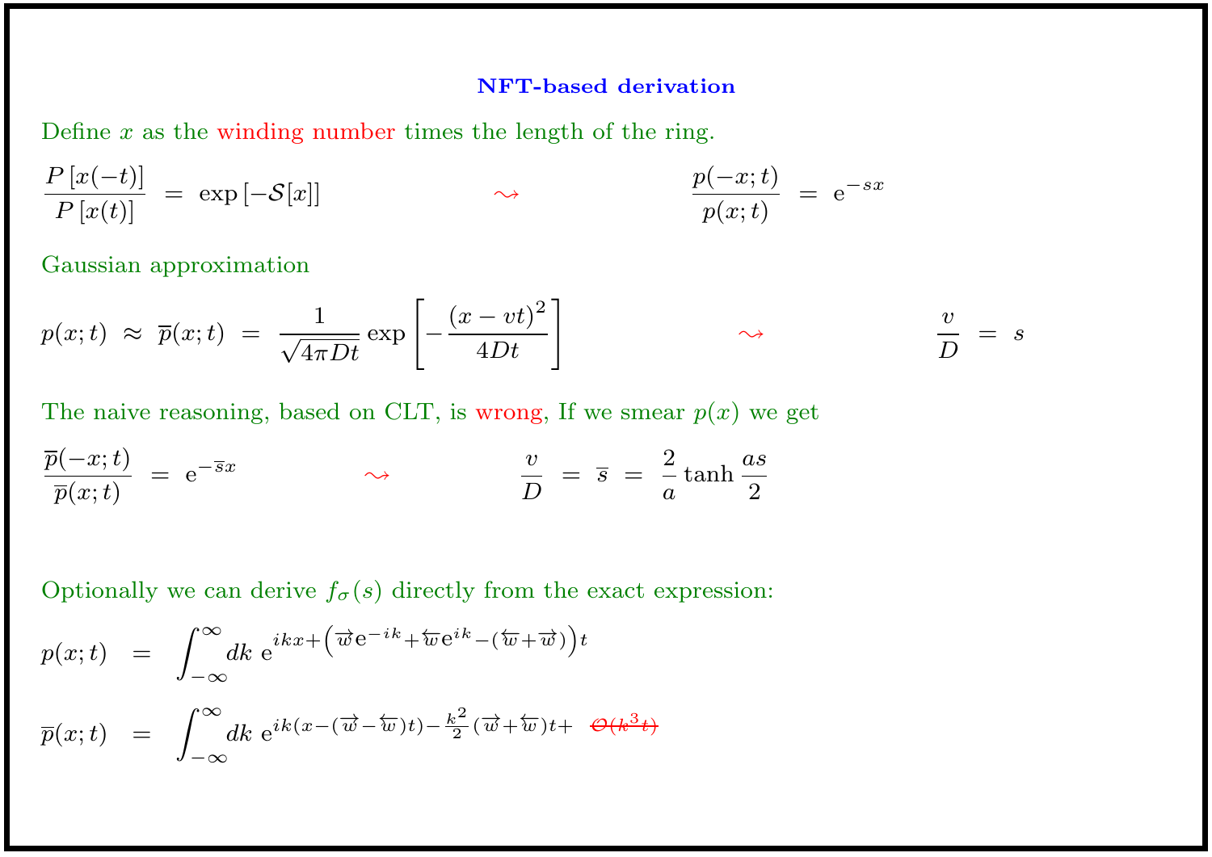## NFT-based derivation

Define $x$ as the winding number times the length of the ring.

$$\frac{P\left[x(-t)\right]}{P\left[x(t)\right]} \; = \; \exp\left[-\mathcal{S}[x]\right] \qquad \rightsquigarrow \qquad \frac{p(-x;t)}{p(x;t)} \; = \; \mathrm{e}^{-sx}$$

Gaussian approximation

$$p(x;t) \; \approx \; \overline{p}(x;t) \; = \; \frac{1}{\sqrt{4\pi D t}} \exp\left[-\frac{(x-vt)^2}{4Dt}\right] \qquad \rightsquigarrow \qquad \frac{v}{D} \; = \; s$$

The naive reasoning, based on CLT, is wrong, If we smear $p(x)$ we get

$$\frac{\overline{p}(-x;t)}{\overline{p}(x;t)} \; = \; \mathrm{e}^{-\overline{s}x} \qquad \rightsquigarrow \qquad \frac{v}{D} \; = \; \overline{s} \; = \; \frac{2}{a}\tanh\frac{as}{2}$$

Optionally we can derive $f_\sigma(s)$ directly from the exact expression:

$$p(x;t) \;\; = \;\; \int_{-\infty}^{\infty} dk \; \mathrm{e}^{ikx + \left(\overrightarrow{w}\mathrm{e}^{-ik} + \overleftarrow{w}\mathrm{e}^{ik} - (\overleftarrow{w}+\overrightarrow{w})\right)t}$$

$$\overline{p}(x;t) \;\; = \;\; \int_{-\infty}^{\infty} dk \; \mathrm{e}^{ik(x-(\overrightarrow{w}-\overleftarrow{w})t) - \frac{k^2}{2}(\overrightarrow{w}+\overleftarrow{w})t + \; \cancel{\mathcal{O}(k^3 t)}}$$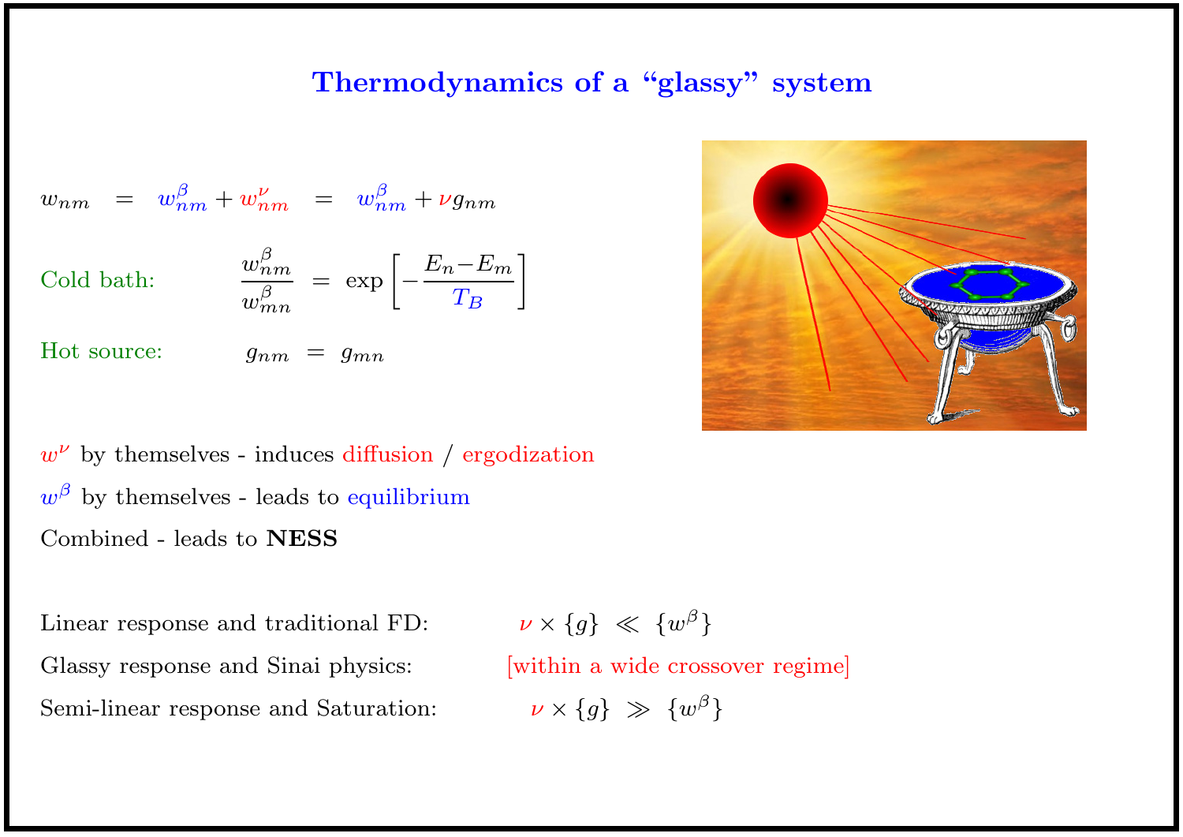# Thermodynamics of a "glassy" system

$$w_{nm} = w^{\beta}_{nm} + w^{\nu}_{nm} = w^{\beta}_{nm} + \nu g_{nm}$$

Cold bath: $$\frac{w^{\beta}_{nm}}{w^{\beta}_{mn}} = \exp\left[-\frac{E_n - E_m}{T_B}\right]$$

Hot source: $$g_{nm} = g_{mn}$$

$w^{\nu}$ by themselves - induces diffusion / ergodization

$w^{\beta}$ by themselves - leads to equilibrium

Combined - leads to **NESS**

Linear response and traditional FD: $\nu \times \{g\} \ll \{w^{\beta}\}$

Glassy response and Sinai physics: [within a wide crossover regime]

Semi-linear response and Saturation: $\nu \times \{g\} \gg \{w^{\beta}\}$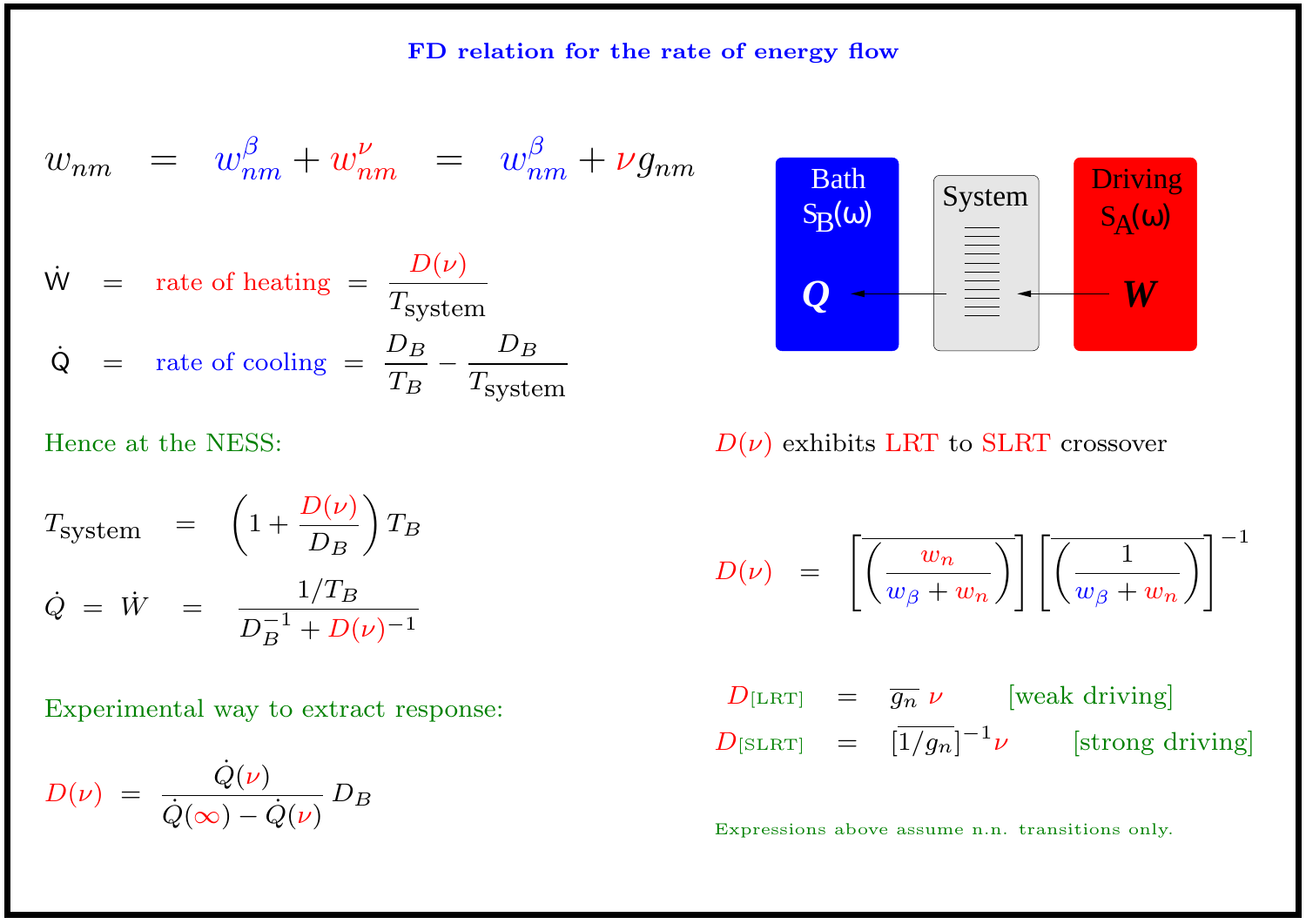# FD relation for the rate of energy flow

$$w_{nm} = w^{\beta}_{nm} + w^{\nu}_{nm} = w^{\beta}_{nm} + \nu g_{nm}$$

$$\dot{W} = \text{rate of heating} = \frac{D(\nu)}{T_{\text{system}}}$$

$$\dot{Q} = \text{rate of cooling} = \frac{D_B}{T_B} - \frac{D_B}{T_{\text{system}}}$$

Bath $S_B(\omega)$ — $Q$ ← System ← Driving $S_A(\omega)$ — $W$

Hence at the NESS:

$$T_{\text{system}} = \left(1 + \frac{D(\nu)}{D_B}\right) T_B$$

$$\dot{Q} = \dot{W} = \frac{1/T_B}{D_B^{-1} + D(\nu)^{-1}}$$

Experimental way to extract response:

$$D(\nu) = \frac{\dot{Q}(\nu)}{\dot{Q}(\infty) - \dot{Q}(\nu)} D_B$$

$D(\nu)$ exhibits LRT to SLRT crossover

$$D(\nu) = \left[\overline{\left(\frac{w_n}{w_\beta + w_n}\right)}\right]\left[\overline{\left(\frac{1}{w_\beta + w_n}\right)}\right]^{-1}$$

$$D_{[\text{LRT}]} = \overline{g_n}\,\nu \qquad \text{[weak driving]}$$

$$D_{[\text{SLRT}]} = [\overline{1/g_n}]^{-1}\nu \qquad \text{[strong driving]}$$

Expressions above assume n.n. transitions only.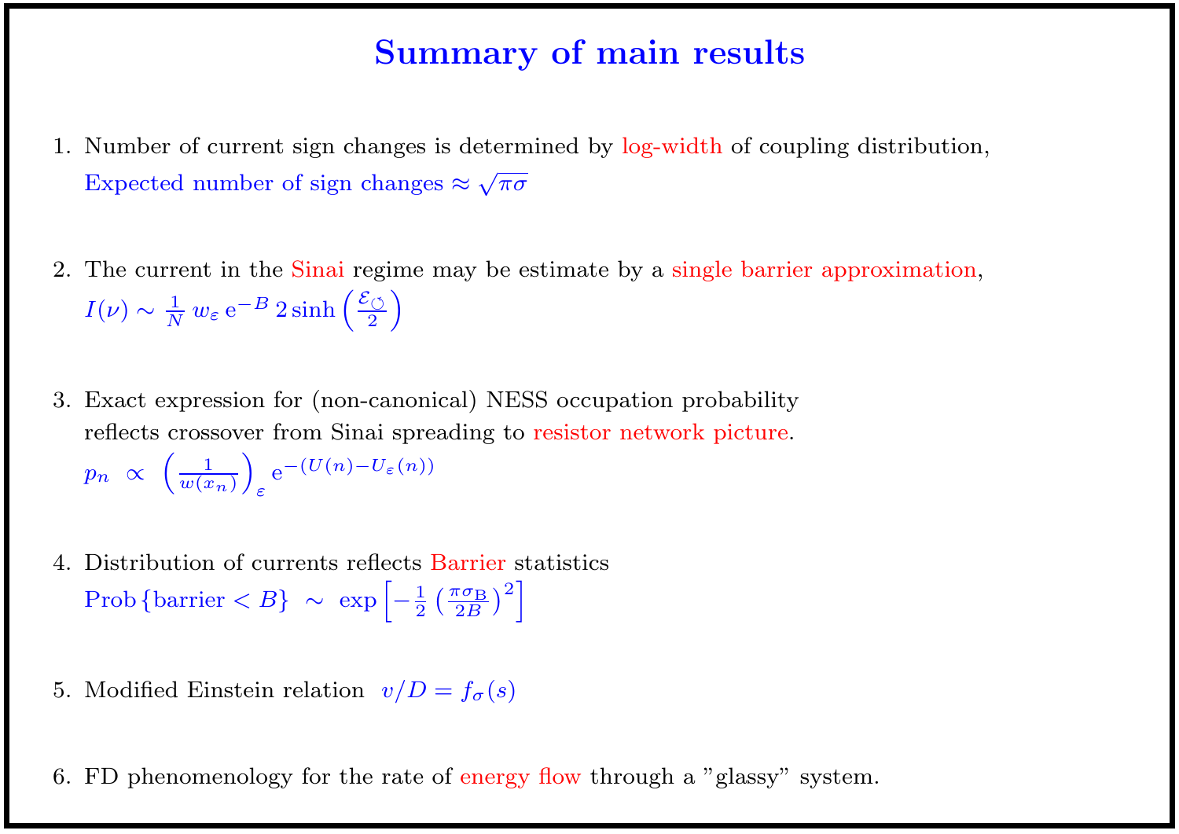# Summary of main results

1. Number of current sign changes is determined by log-width of coupling distribution,

   Expected number of sign changes $\approx \sqrt{\pi\sigma}$

2. The current in the Sinai regime may be estimate by a single barrier approximation,

   $I(\nu) \sim \frac{1}{N}\, w_{\varepsilon}\, \mathrm{e}^{-B}\, 2\sinh\left(\frac{\mathcal{E}_{\circlearrowleft}}{2}\right)$

3. Exact expression for (non-canonical) NESS occupation probability reflects crossover from Sinai spreading to resistor network picture.

   $p_n \;\propto\; \left(\frac{1}{w(x_n)}\right)_{\varepsilon} \mathrm{e}^{-(U(n)-U_{\varepsilon}(n))}$

4. Distribution of currents reflects Barrier statistics

   $\text{Prob}\{\text{barrier} < B\} \;\sim\; \exp\left[-\frac{1}{2}\left(\frac{\pi\sigma_{\text{B}}}{2B}\right)^2\right]$

5. Modified Einstein relation $v/D = f_{\sigma}(s)$

6. FD phenomenology for the rate of energy flow through a "glassy" system.